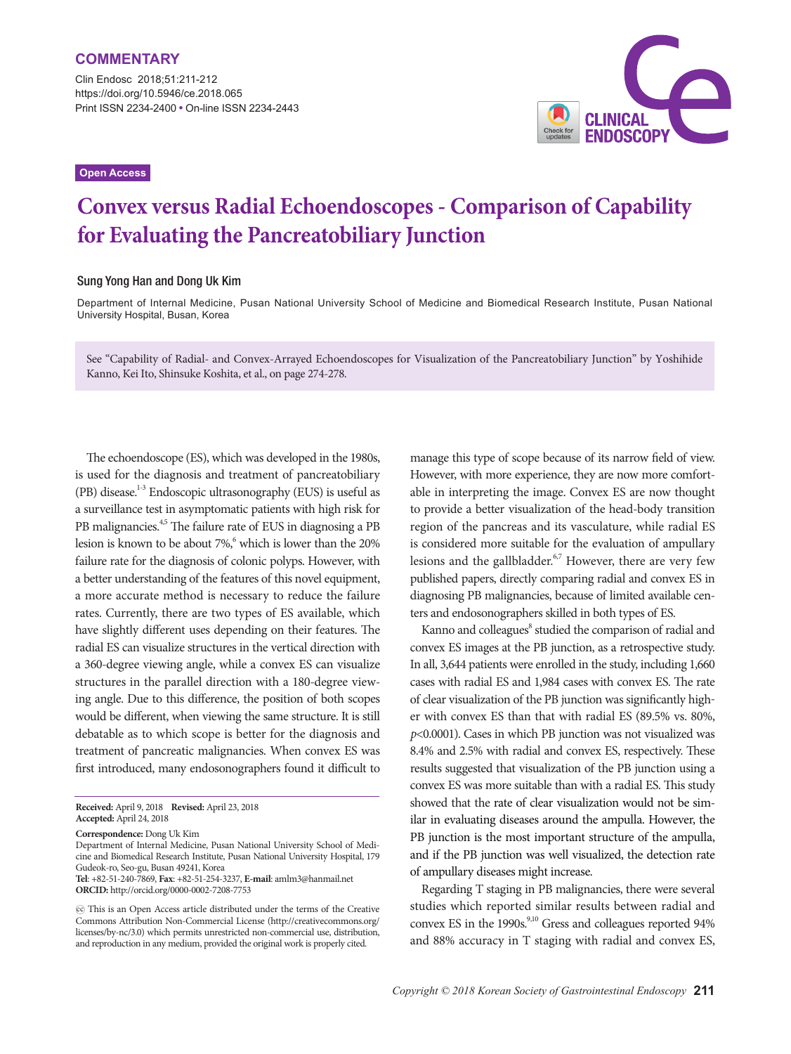**COMMENTARY**

Open Access

# Convex versus Radial Echoendoscopes - Comparison of Capability for Evaluating the Pancreatobiliary Junction

**Sung Yong Han and Dong Uk Kim**

Department of Internal Medicine, Pusan National University School of Medicine and Biomedical Research Institute, Pusan National University Hospital, Busan, Korea

See "Capability of Radial- and Convex-Arrayed Echoendoscopes for Visualization of the Pancreatobiliary Junction" by Yoshihide Kanno, Kei Ito, Shinsuke Koshita, et al., on page 274-278.

The echoendoscope (ES), which was developed in the 1980s, is used for the diagnosis and treatment of pancreatobiliary (PB) disease.[1-3] Endoscopic ultrasonography (EUS) is useful as a surveillance test in asymptomatic patients with high risk for PB malignancies.[4,5] The failure rate of EUS in diagnosing a PB lesion is known to be about 7%,[6] which is lower than the 20% failure rate for the diagnosis of colonic polyps. However, with a better understanding of the features of this novel equipment, a more accurate method is necessary to reduce the failure rates. Currently, there are two types of ES available, which have slightly different uses depending on their features. The radial ES can visualize structures in the vertical direction with a 360-degree viewing angle, while a convex ES can visualize structures in the parallel direction with a 180-degree viewing angle. Due to this difference, the position of both scopes would be different, when viewing the same structure. It is still debatable as to which scope is better for the diagnosis and treatment of pancreatic malignancies. When convex ES was first introduced, many endosonographers found it difficult to manage this type of scope because of its narrow field of view. However, with more experience, they are now more comfortable in interpreting the image. Convex ES are now thought to provide a better visualization of the head-body transition region of the pancreas and its vasculature, while radial ES is considered more suitable for the evaluation of ampullary lesions and the gallbladder.[6,7] However, there are very few published papers, directly comparing radial and convex ES in diagnosing PB malignancies, because of limited available centers and endosonographers skilled in both types of ES.

Kanno and colleagues[8] studied the comparison of radial and convex ES images at the PB junction, as a retrospective study. In all, 3,644 patients were enrolled in the study, including 1,660 cases with radial ES and 1,984 cases with convex ES. The rate of clear visualization of the PB junction was significantly higher with convex ES than that with radial ES (89.5% vs. 80%, $p<0.0001$). Cases in which PB junction was not visualized was 8.4% and 2.5% with radial and convex ES, respectively. These results suggested that visualization of the PB junction using a convex ES was more suitable than with a radial ES. This study showed that the rate of clear visualization would not be similar in evaluating diseases around the ampulla. However, the PB junction is the most important structure of the ampulla, and if the PB junction was well visualized, the detection rate of ampullary diseases might increase.

Regarding T staging in PB malignancies, there were several studies which reported similar results between radial and convex ES in the 1990s.[9,10] Gress and colleagues reported 94% and 88% accuracy in T staging with radial and convex ES,

**Received:** April 9, 2018 **Revised:** April 23, 2018
**Accepted:** April 24, 2018

**Correspondence:** Dong Uk Kim
Department of Internal Medicine, Pusan National University School of Medicine and Biomedical Research Institute, Pusan National University Hospital, 179 Gudeok-ro, Seo-gu, Busan 49241, Korea
**Tel**: +82-51-240-7869, **Fax**: +82-51-254-3237, **E-mail**: amlm3@hanmail.net
**ORCID:** http://orcid.org/0000-0002-7208-7753

This is an Open Access article distributed under the terms of the Creative Commons Attribution Non-Commercial License (http://creativecommons.org/licenses/by-nc/3.0) which permits unrestricted non-commercial use, distribution, and reproduction in any medium, provided the original work is properly cited.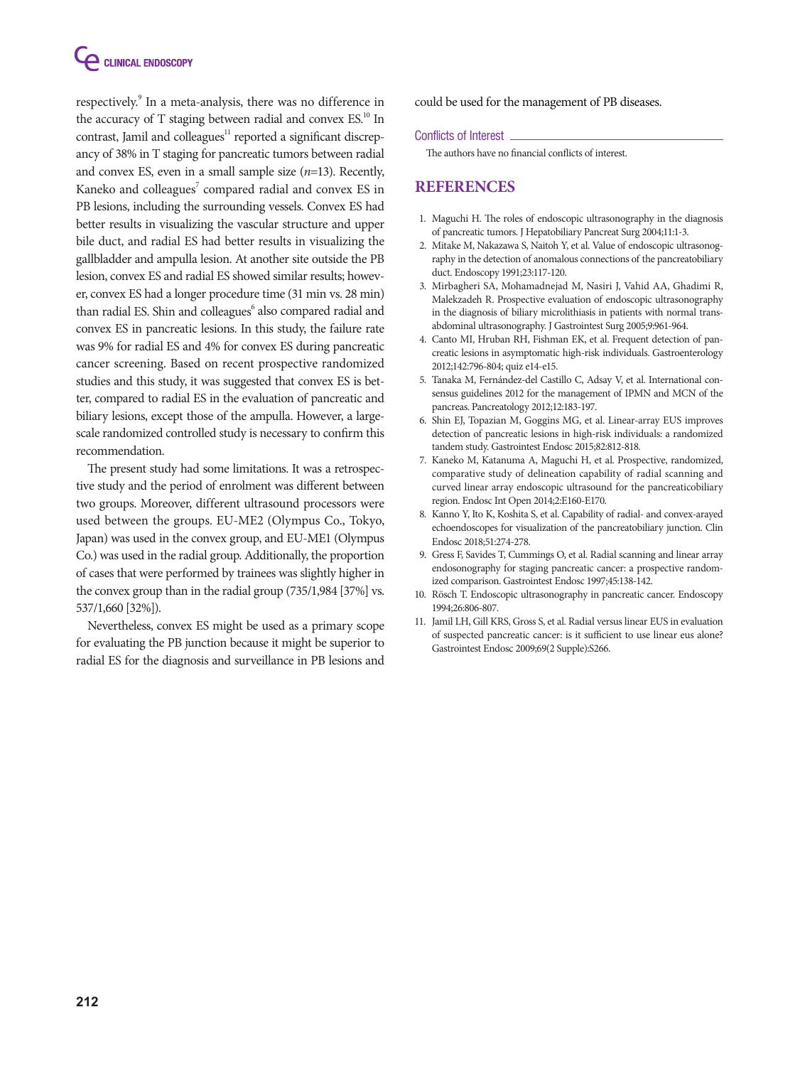respectively.[9] In a meta-analysis, there was no difference in the accuracy of T staging between radial and convex ES.[10] In contrast, Jamil and colleagues[11] reported a significant discrepancy of 38% in T staging for pancreatic tumors between radial and convex ES, even in a small sample size (*n*=13). Recently, Kaneko and colleagues[7] compared radial and convex ES in PB lesions, including the surrounding vessels. Convex ES had better results in visualizing the vascular structure and upper bile duct, and radial ES had better results in visualizing the gallbladder and ampulla lesion. At another site outside the PB lesion, convex ES and radial ES showed similar results; however, convex ES had a longer procedure time (31 min vs. 28 min) than radial ES. Shin and colleagues[6] also compared radial and convex ES in pancreatic lesions. In this study, the failure rate was 9% for radial ES and 4% for convex ES during pancreatic cancer screening. Based on recent prospective randomized studies and this study, it was suggested that convex ES is better, compared to radial ES in the evaluation of pancreatic and biliary lesions, except those of the ampulla. However, a large-scale randomized controlled study is necessary to confirm this recommendation.

The present study had some limitations. It was a retrospective study and the period of enrolment was different between two groups. Moreover, different ultrasound processors were used between the groups. EU-ME2 (Olympus Co., Tokyo, Japan) was used in the convex group, and EU-ME1 (Olympus Co.) was used in the radial group. Additionally, the proportion of cases that were performed by trainees was slightly higher in the convex group than in the radial group (735/1,984 [37%] vs. 537/1,660 [32%]).

Nevertheless, convex ES might be used as a primary scope for evaluating the PB junction because it might be superior to radial ES for the diagnosis and surveillance in PB lesions and could be used for the management of PB diseases.

### Conflicts of Interest

The authors have no financial conflicts of interest.

## REFERENCES

1. Maguchi H. The roles of endoscopic ultrasonography in the diagnosis of pancreatic tumors. J Hepatobiliary Pancreat Surg 2004;11:1-3.
2. Mitake M, Nakazawa S, Naitoh Y, et al. Value of endoscopic ultrasonography in the detection of anomalous connections of the pancreatobiliary duct. Endoscopy 1991;23:117-120.
3. Mirbagheri SA, Mohamadnejad M, Nasiri J, Vahid AA, Ghadimi R, Malekzadeh R. Prospective evaluation of endoscopic ultrasonography in the diagnosis of biliary microlithiasis in patients with normal transabdominal ultrasonography. J Gastrointest Surg 2005;9:961-964.
4. Canto MI, Hruban RH, Fishman EK, et al. Frequent detection of pancreatic lesions in asymptomatic high-risk individuals. Gastroenterology 2012;142:796-804; quiz e14-e15.
5. Tanaka M, Fernández-del Castillo C, Adsay V, et al. International consensus guidelines 2012 for the management of IPMN and MCN of the pancreas. Pancreatology 2012;12:183-197.
6. Shin EJ, Topazian M, Goggins MG, et al. Linear-array EUS improves detection of pancreatic lesions in high-risk individuals: a randomized tandem study. Gastrointest Endosc 2015;82:812-818.
7. Kaneko M, Katanuma A, Maguchi H, et al. Prospective, randomized, comparative study of delineation capability of radial scanning and curved linear array endoscopic ultrasound for the pancreaticobiliary region. Endosc Int Open 2014;2:E160-E170.
8. Kanno Y, Ito K, Koshita S, et al. Capability of radial- and convex-arayed echoendoscopes for visualization of the pancreatobiliary junction. Clin Endosc 2018;51:274-278.
9. Gress F, Savides T, Cummings O, et al. Radial scanning and linear array endosonography for staging pancreatic cancer: a prospective randomized comparison. Gastrointest Endosc 1997;45:138-142.
10. Rösch T. Endoscopic ultrasonography in pancreatic cancer. Endoscopy 1994;26:806-807.
11. Jamil LH, Gill KRS, Gross S, et al. Radial versus linear EUS in evaluation of suspected pancreatic cancer: is it sufficient to use linear eus alone? Gastrointest Endosc 2009;69(2 Supple):S266.